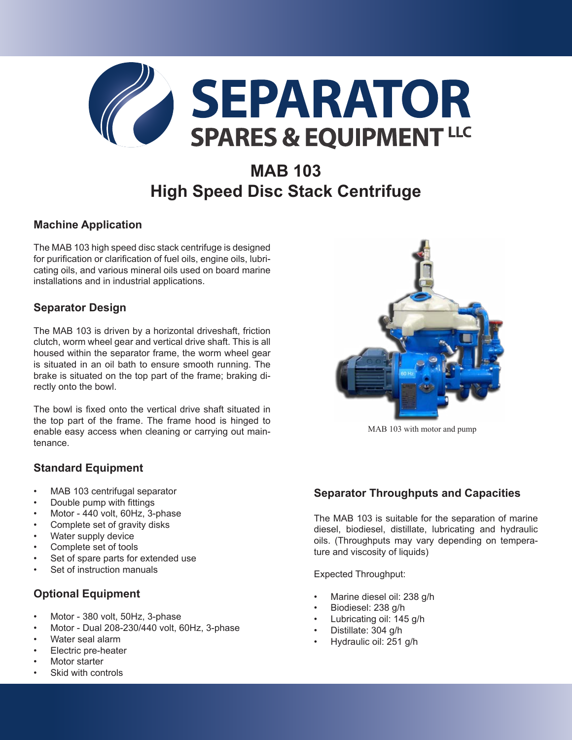# SEPARATOR SPARES & EQUIPMENT LLC

## MAB 103
## High Speed Disc Stack Centrifuge

### Machine Application

The MAB 103 high speed disc stack centrifuge is designed for purification or clarification of fuel oils, engine oils, lubricating oils, and various mineral oils used on board marine installations and in industrial applications.

### Separator Design

The MAB 103 is driven by a horizontal driveshaft, friction clutch, worm wheel gear and vertical drive shaft. This is all housed within the separator frame, the worm wheel gear is situated in an oil bath to ensure smooth running. The brake is situated on the top part of the frame; braking directly onto the bowl.

The bowl is fixed onto the vertical drive shaft situated in the top part of the frame. The frame hood is hinged to enable easy access when cleaning or carrying out maintenance.

MAB 103 with motor and pump

### Standard Equipment

- MAB 103 centrifugal separator
- Double pump with fittings
- Motor - 440 volt, 60Hz, 3-phase
- Complete set of gravity disks
- Water supply device
- Complete set of tools
- Set of spare parts for extended use
- Set of instruction manuals

### Optional Equipment

- Motor - 380 volt, 50Hz, 3-phase
- Motor - Dual 208-230/440 volt, 60Hz, 3-phase
- Water seal alarm
- Electric pre-heater
- Motor starter
- Skid with controls

### Separator Throughputs and Capacities

The MAB 103 is suitable for the separation of marine diesel, biodiesel, distillate, lubricating and hydraulic oils. (Throughputs may vary depending on temperature and viscosity of liquids)

Expected Throughput:

- Marine diesel oil: 238 g/h
- Biodiesel: 238 g/h
- Lubricating oil: 145 g/h
- Distillate: 304 g/h
- Hydraulic oil: 251 g/h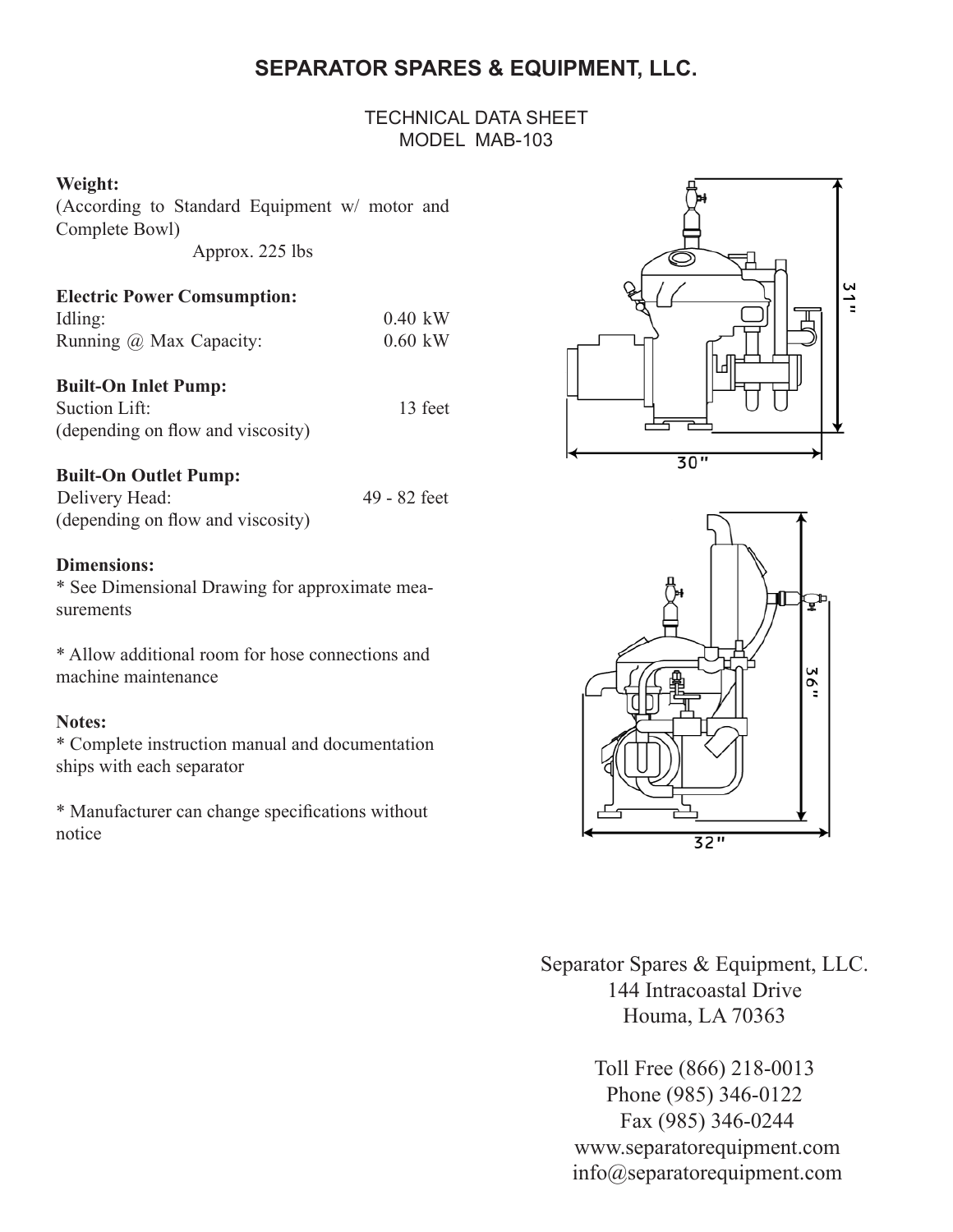# SEPARATOR SPARES & EQUIPMENT, LLC.

TECHNICAL DATA SHEET
MODEL MAB-103

**Weight:**
(According to Standard Equipment w/ motor and Complete Bowl)
Approx. 225 lbs

**Electric Power Comsumption:**

| | |
|---|---|
| Idling: | 0.40 kW |
| Running @ Max Capacity: | 0.60 kW |

**Built-On Inlet Pump:**

| | |
|---|---|
| Suction Lift: | 13 feet |

(depending on flow and viscosity)

**Built-On Outlet Pump:**

| | |
|---|---|
| Delivery Head: | 49 - 82 feet |

(depending on flow and viscosity)

**Dimensions:**

* See Dimensional Drawing for approximate measurements

* Allow additional room for hose connections and machine maintenance

**Notes:**

* Complete instruction manual and documentation ships with each separator

* Manufacturer can change specifications without notice

31"

30"

36"

32"

Separator Spares & Equipment, LLC.
144 Intracoastal Drive
Houma, LA 70363

Toll Free (866) 218-0013
Phone (985) 346-0122
Fax (985) 346-0244
www.separatorequipment.com
info@separatorequipment.com